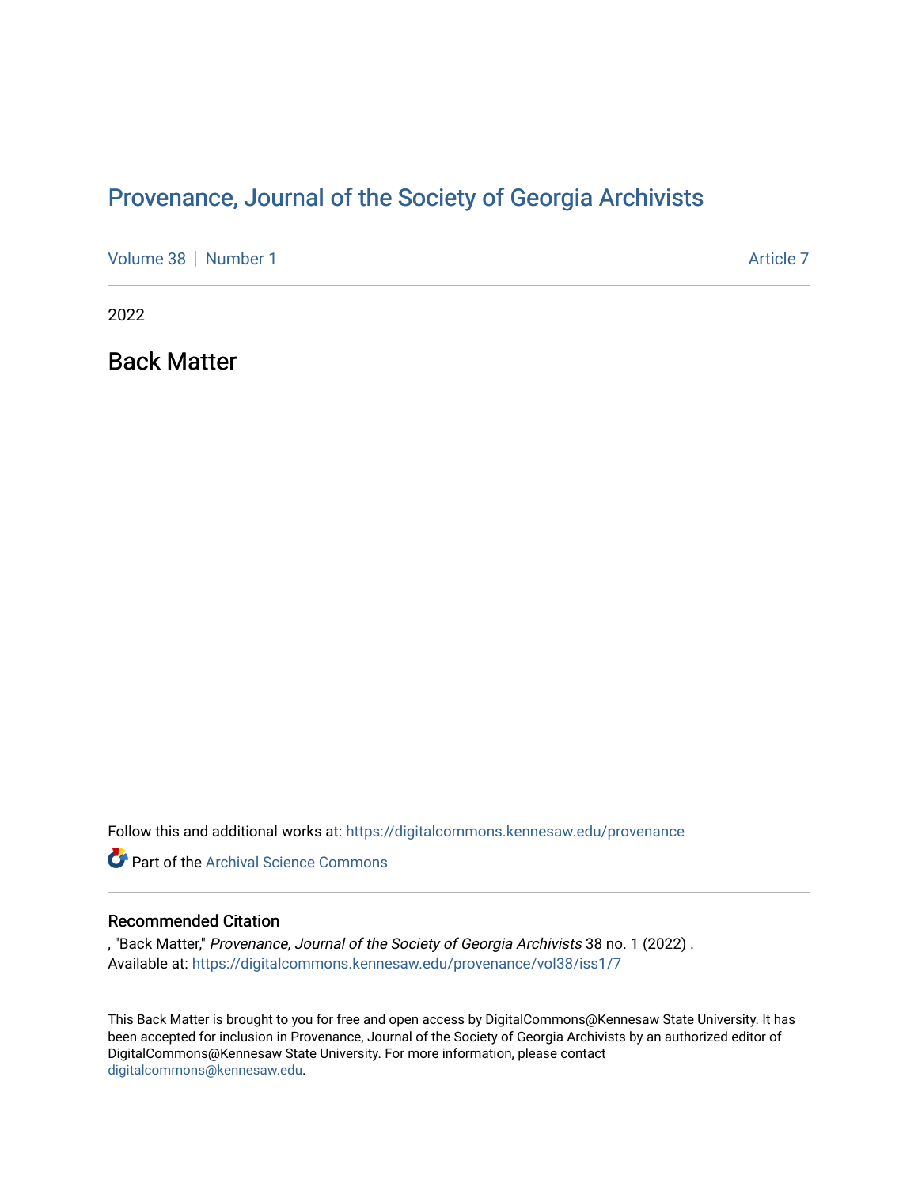# Provenance, Journal of the Society of Georgia Archivists

Volume 38 | Number 1 Article 7

2022

## Back Matter

Follow this and additional works at: https://digitalcommons.kennesaw.edu/provenance

Part of the Archival Science Commons

### Recommended Citation

, "Back Matter," *Provenance, Journal of the Society of Georgia Archivists* 38 no. 1 (2022) .
Available at: https://digitalcommons.kennesaw.edu/provenance/vol38/iss1/7

This Back Matter is brought to you for free and open access by DigitalCommons@Kennesaw State University. It has been accepted for inclusion in Provenance, Journal of the Society of Georgia Archivists by an authorized editor of DigitalCommons@Kennesaw State University. For more information, please contact digitalcommons@kennesaw.edu.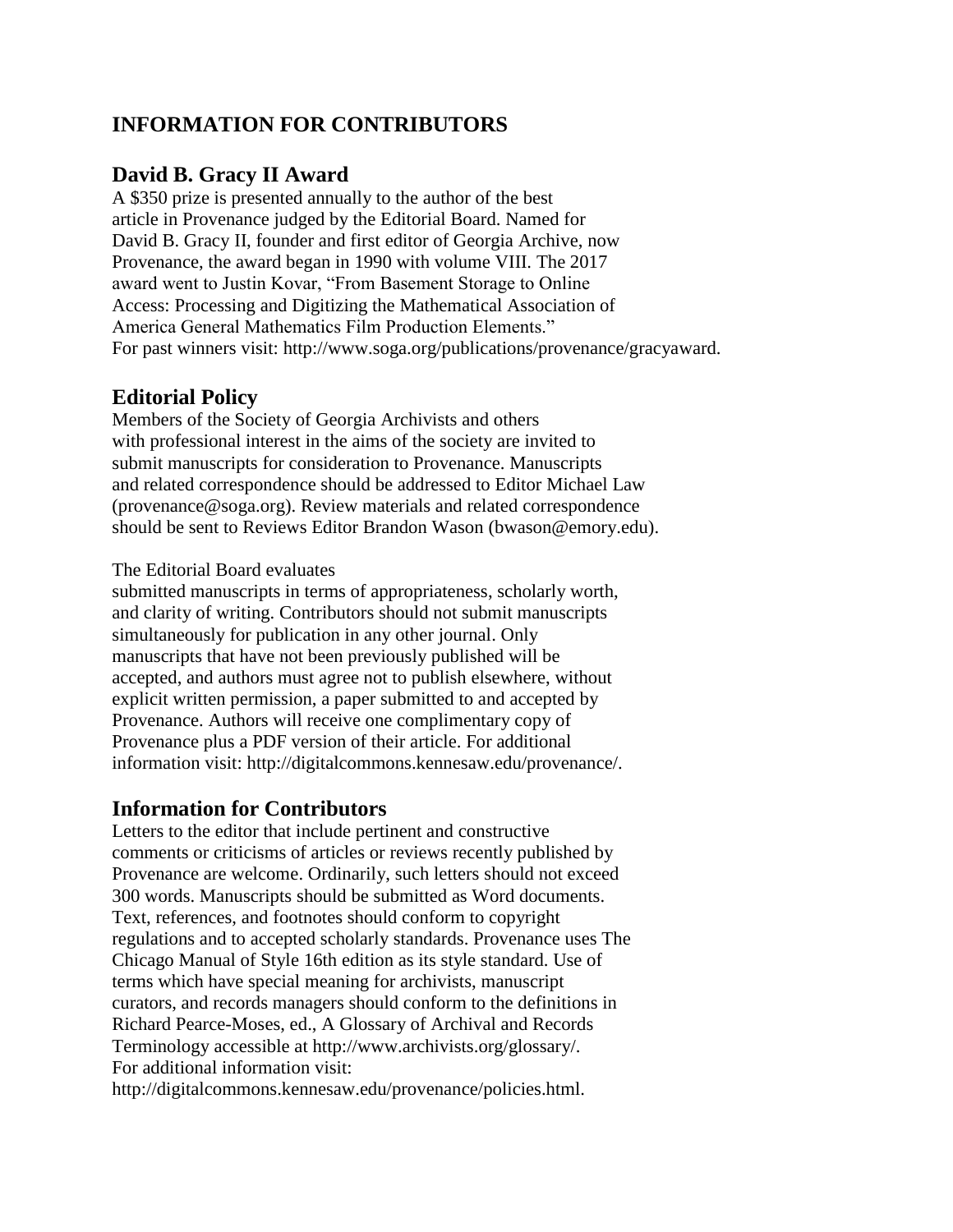# INFORMATION FOR CONTRIBUTORS

## David B. Gracy II Award

A $350 prize is presented annually to the author of the best article in Provenance judged by the Editorial Board. Named for David B. Gracy II, founder and first editor of Georgia Archive, now Provenance, the award began in 1990 with volume VIII. The 2017 award went to Justin Kovar, "From Basement Storage to Online Access: Processing and Digitizing the Mathematical Association of America General Mathematics Film Production Elements." For past winners visit: http://www.soga.org/publications/provenance/gracyaward.

## Editorial Policy

Members of the Society of Georgia Archivists and others with professional interest in the aims of the society are invited to submit manuscripts for consideration to Provenance. Manuscripts and related correspondence should be addressed to Editor Michael Law (provenance@soga.org). Review materials and related correspondence should be sent to Reviews Editor Brandon Wason (bwason@emory.edu).

The Editorial Board evaluates submitted manuscripts in terms of appropriateness, scholarly worth, and clarity of writing. Contributors should not submit manuscripts simultaneously for publication in any other journal. Only manuscripts that have not been previously published will be accepted, and authors must agree not to publish elsewhere, without explicit written permission, a paper submitted to and accepted by Provenance. Authors will receive one complimentary copy of Provenance plus a PDF version of their article. For additional information visit: http://digitalcommons.kennesaw.edu/provenance/.

## Information for Contributors

Letters to the editor that include pertinent and constructive comments or criticisms of articles or reviews recently published by Provenance are welcome. Ordinarily, such letters should not exceed 300 words. Manuscripts should be submitted as Word documents. Text, references, and footnotes should conform to copyright regulations and to accepted scholarly standards. Provenance uses The Chicago Manual of Style 16th edition as its style standard. Use of terms which have special meaning for archivists, manuscript curators, and records managers should conform to the definitions in Richard Pearce-Moses, ed., A Glossary of Archival and Records Terminology accessible at http://www.archivists.org/glossary/. For additional information visit: http://digitalcommons.kennesaw.edu/provenance/policies.html.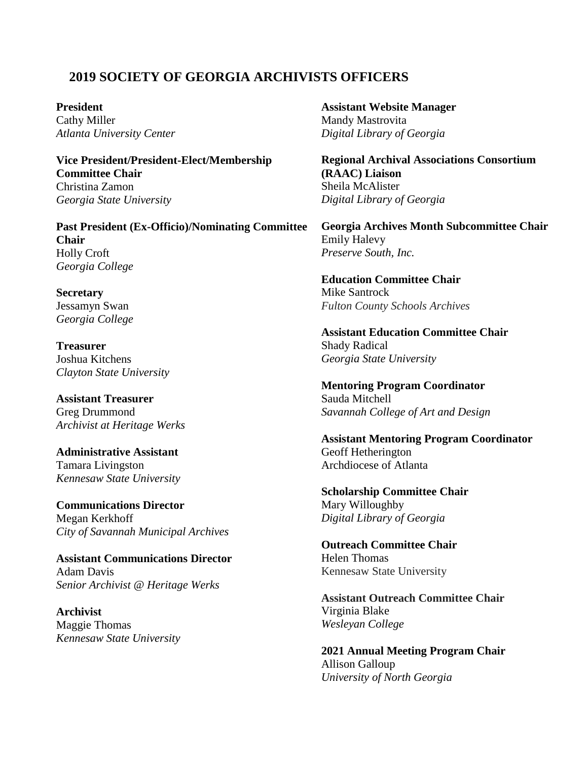## 2019 SOCIETY OF GEORGIA ARCHIVISTS OFFICERS

**President**
Cathy Miller
*Atlanta University Center*

**Vice President/President-Elect/Membership Committee Chair**
Christina Zamon
*Georgia State University*

**Past President (Ex-Officio)/Nominating Committee Chair**
Holly Croft
*Georgia College*

**Secretary**
Jessamyn Swan
*Georgia College*

**Treasurer**
Joshua Kitchens
*Clayton State University*

**Assistant Treasurer**
Greg Drummond
*Archivist at Heritage Werks*

**Administrative Assistant**
Tamara Livingston
*Kennesaw State University*

**Communications Director**
Megan Kerkhoff
*City of Savannah Municipal Archives*

**Assistant Communications Director**
Adam Davis
*Senior Archivist @ Heritage Werks*

**Archivist**
Maggie Thomas
*Kennesaw State University*

**Assistant Website Manager**
Mandy Mastrovita
*Digital Library of Georgia*

**Regional Archival Associations Consortium (RAAC) Liaison**
Sheila McAlister
*Digital Library of Georgia*

**Georgia Archives Month Subcommittee Chair**
Emily Halevy
*Preserve South, Inc.*

**Education Committee Chair**
Mike Santrock
*Fulton County Schools Archives*

**Assistant Education Committee Chair**
Shady Radical
*Georgia State University*

**Mentoring Program Coordinator**
Sauda Mitchell
*Savannah College of Art and Design*

**Assistant Mentoring Program Coordinator**
Geoff Hetherington
Archdiocese of Atlanta

**Scholarship Committee Chair**
Mary Willoughby
*Digital Library of Georgia*

**Outreach Committee Chair**
Helen Thomas
Kennesaw State University

**Assistant Outreach Committee Chair**
Virginia Blake
*Wesleyan College*

**2021 Annual Meeting Program Chair**
Allison Galloup
*University of North Georgia*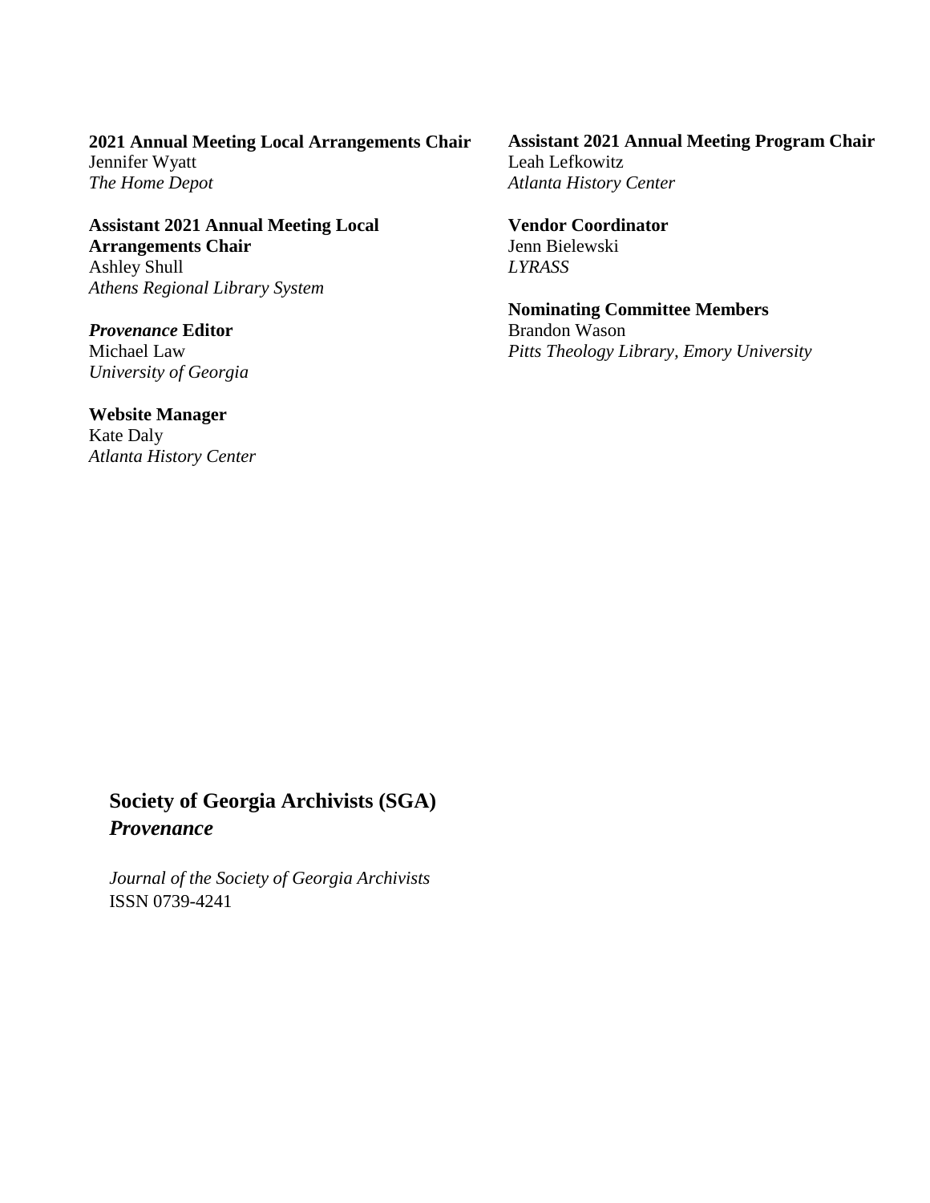**2021 Annual Meeting Local Arrangements Chair**
Jennifer Wyatt
*The Home Depot*

**Assistant 2021 Annual Meeting Local Arrangements Chair**
Ashley Shull
*Athens Regional Library System*

***Provenance* Editor**
Michael Law
*University of Georgia*

**Website Manager**
Kate Daly
*Atlanta History Center*

**Assistant 2021 Annual Meeting Program Chair**
Leah Lefkowitz
*Atlanta History Center*

**Vendor Coordinator**
Jenn Bielewski
*LYRASS*

**Nominating Committee Members**
Brandon Wason
*Pitts Theology Library, Emory University*

## Society of Georgia Archivists (SGA)
## *Provenance*

*Journal of the Society of Georgia Archivists*
ISSN 0739-4241